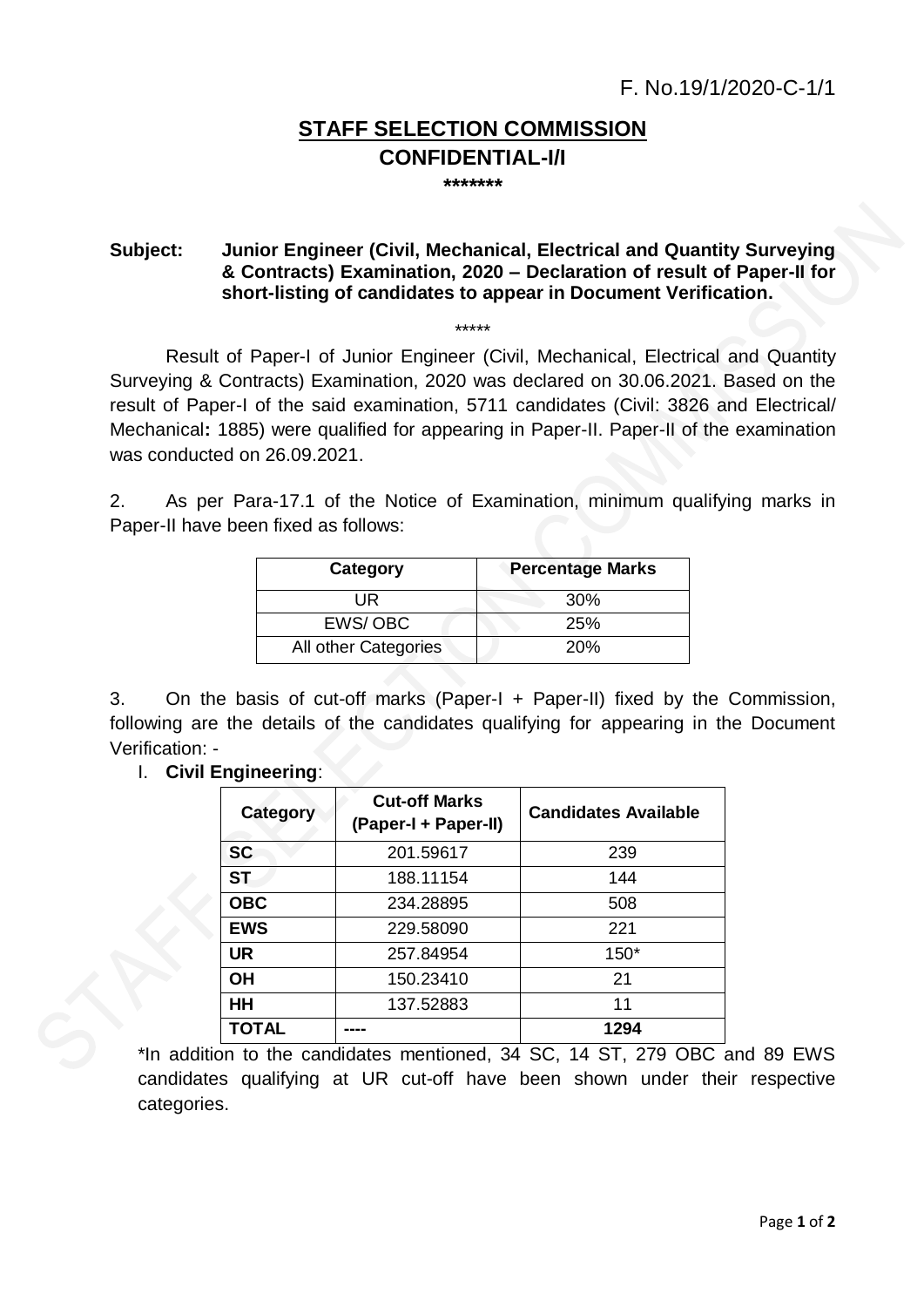F. No.19/1/2020-C-1/1

## STAFF SELECTION COMMISSION
## CONFIDENTIAL-I/I

*******

**Subject: Junior Engineer (Civil, Mechanical, Electrical and Quantity Surveying & Contracts) Examination, 2020 – Declaration of result of Paper-II for short-listing of candidates to appear in Document Verification.**

*****

Result of Paper-I of Junior Engineer (Civil, Mechanical, Electrical and Quantity Surveying & Contracts) Examination, 2020 was declared on 30.06.2021. Based on the result of Paper-I of the said examination, 5711 candidates (Civil: 3826 and Electrical/ Mechanical**:** 1885) were qualified for appearing in Paper-II. Paper-II of the examination was conducted on 26.09.2021.

2. As per Para-17.1 of the Notice of Examination, minimum qualifying marks in Paper-II have been fixed as follows:

| Category | Percentage Marks |
|---|---|
| UR | 30% |
| EWS/ OBC | 25% |
| All other Categories | 20% |

3. On the basis of cut-off marks (Paper-I + Paper-II) fixed by the Commission, following are the details of the candidates qualifying for appearing in the Document Verification: -

I. **Civil Engineering**:

| Category | Cut-off Marks (Paper-I + Paper-II) | Candidates Available |
|---|---|---|
| **SC** | 201.59617 | 239 |
| **ST** | 188.11154 | 144 |
| **OBC** | 234.28895 | 508 |
| **EWS** | 229.58090 | 221 |
| **UR** | 257.84954 | 150* |
| **OH** | 150.23410 | 21 |
| **HH** | 137.52883 | 11 |
| **TOTAL** | ---- | **1294** |

*In addition to the candidates mentioned, 34 SC, 14 ST, 279 OBC and 89 EWS candidates qualifying at UR cut-off have been shown under their respective categories.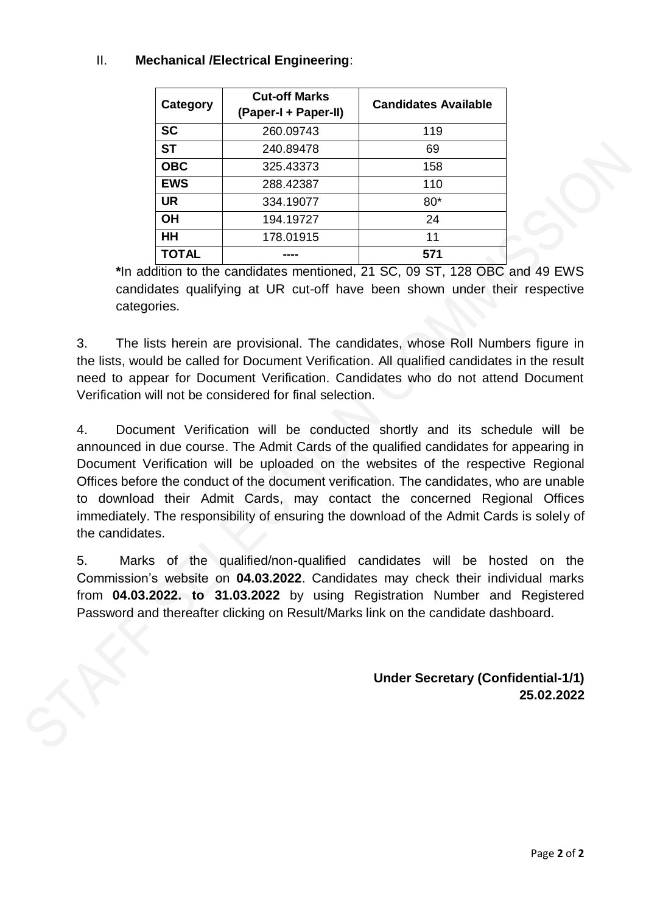II. **Mechanical /Electrical Engineering**:

| Category | Cut-off Marks (Paper-I + Paper-II) | Candidates Available |
|---|---|---|
| **SC** | 260.09743 | 119 |
| **ST** | 240.89478 | 69 |
| **OBC** | 325.43373 | 158 |
| **EWS** | 288.42387 | 110 |
| **UR** | 334.19077 | 80* |
| **OH** | 194.19727 | 24 |
| **HH** | 178.01915 | 11 |
| **TOTAL** | ---- | **571** |

**\***In addition to the candidates mentioned, 21 SC, 09 ST, 128 OBC and 49 EWS candidates qualifying at UR cut-off have been shown under their respective categories.

3. The lists herein are provisional. The candidates, whose Roll Numbers figure in the lists, would be called for Document Verification. All qualified candidates in the result need to appear for Document Verification. Candidates who do not attend Document Verification will not be considered for final selection.

4. Document Verification will be conducted shortly and its schedule will be announced in due course. The Admit Cards of the qualified candidates for appearing in Document Verification will be uploaded on the websites of the respective Regional Offices before the conduct of the document verification. The candidates, who are unable to download their Admit Cards, may contact the concerned Regional Offices immediately. The responsibility of ensuring the download of the Admit Cards is solely of the candidates.

5. Marks of the qualified/non-qualified candidates will be hosted on the Commission's website on **04.03.2022**. Candidates may check their individual marks from **04.03.2022. to 31.03.2022** by using Registration Number and Registered Password and thereafter clicking on Result/Marks link on the candidate dashboard.

**Under Secretary (Confidential-1/1)**
**25.02.2022**